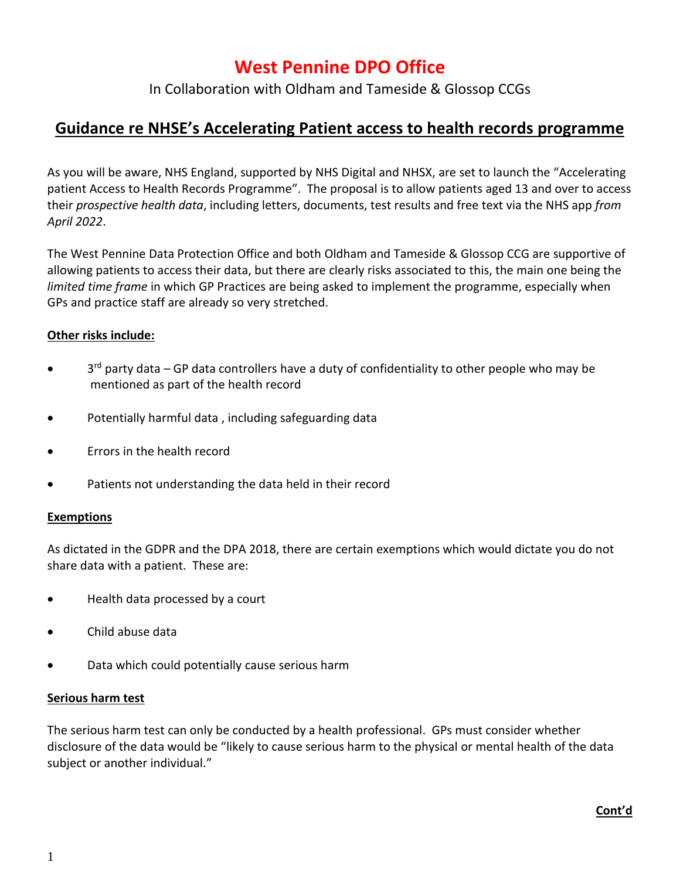# West Pennine DPO Office

In Collaboration with Oldham and Tameside & Glossop CCGs

## Guidance re NHSE's Accelerating Patient access to health records programme

As you will be aware, NHS England, supported by NHS Digital and NHSX, are set to launch the "Accelerating patient Access to Health Records Programme". The proposal is to allow patients aged 13 and over to access their *prospective health data*, including letters, documents, test results and free text via the NHS app *from April 2022*.

The West Pennine Data Protection Office and both Oldham and Tameside & Glossop CCG are supportive of allowing patients to access their data, but there are clearly risks associated to this, the main one being the *limited time frame* in which GP Practices are being asked to implement the programme, especially when GPs and practice staff are already so very stretched.

**Other risks include:**

- 3rd party data – GP data controllers have a duty of confidentiality to other people who may be mentioned as part of the health record
- Potentially harmful data , including safeguarding data
- Errors in the health record
- Patients not understanding the data held in their record

**Exemptions**

As dictated in the GDPR and the DPA 2018, there are certain exemptions which would dictate you do not share data with a patient. These are:

- Health data processed by a court
- Child abuse data
- Data which could potentially cause serious harm

**Serious harm test**

The serious harm test can only be conducted by a health professional. GPs must consider whether disclosure of the data would be "likely to cause serious harm to the physical or mental health of the data subject or another individual."

**Cont'd**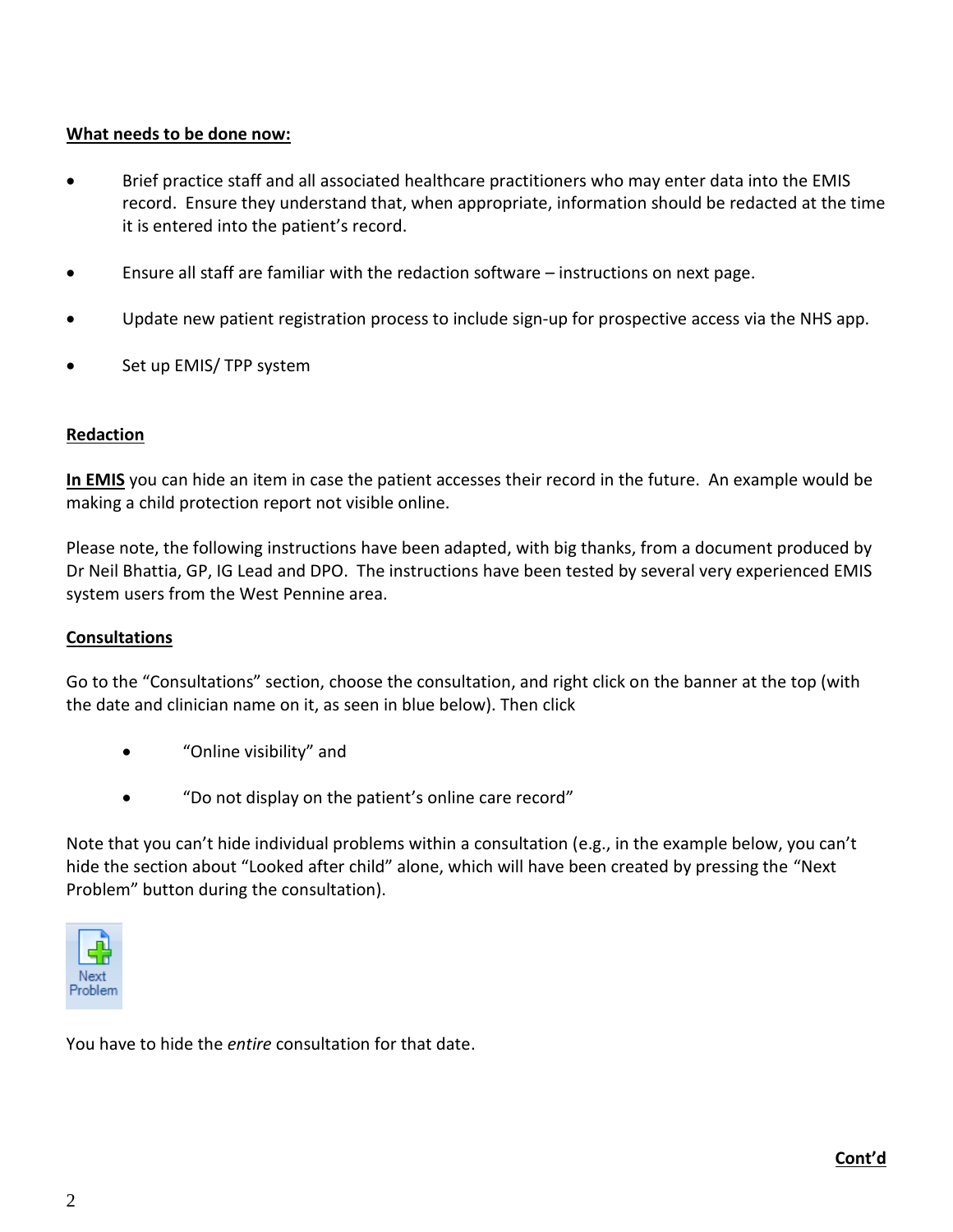**What needs to be done now:**

- Brief practice staff and all associated healthcare practitioners who may enter data into the EMIS record. Ensure they understand that, when appropriate, information should be redacted at the time it is entered into the patient's record.
- Ensure all staff are familiar with the redaction software – instructions on next page.
- Update new patient registration process to include sign-up for prospective access via the NHS app.
- Set up EMIS/ TPP system

**Redaction**

**In EMIS** you can hide an item in case the patient accesses their record in the future. An example would be making a child protection report not visible online.

Please note, the following instructions have been adapted, with big thanks, from a document produced by Dr Neil Bhattia, GP, IG Lead and DPO. The instructions have been tested by several very experienced EMIS system users from the West Pennine area.

**Consultations**

Go to the "Consultations" section, choose the consultation, and right click on the banner at the top (with the date and clinician name on it, as seen in blue below). Then click

- "Online visibility" and
- "Do not display on the patient's online care record"

Note that you can't hide individual problems within a consultation (e.g., in the example below, you can't hide the section about "Looked after child" alone, which will have been created by pressing the "Next Problem" button during the consultation).

Next Problem

You have to hide the *entire* consultation for that date.

**Cont'd**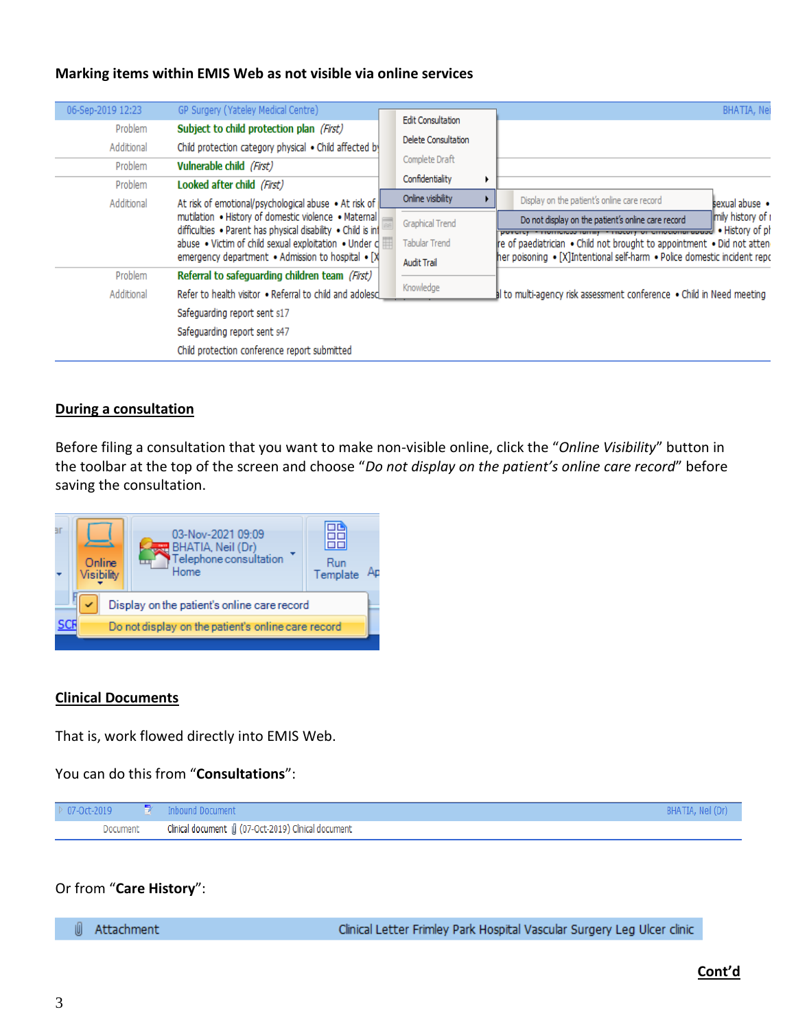**Marking items within EMIS Web as not visible via online services**

**During a consultation**

Before filing a consultation that you want to make non-visible online, click the "*Online Visibility*" button in the toolbar at the top of the screen and choose "*Do not display on the patient's online care record*" before saving the consultation.

**Clinical Documents**

That is, work flowed directly into EMIS Web.

You can do this from "**Consultations**":

Or from "**Care History**":

**Cont'd**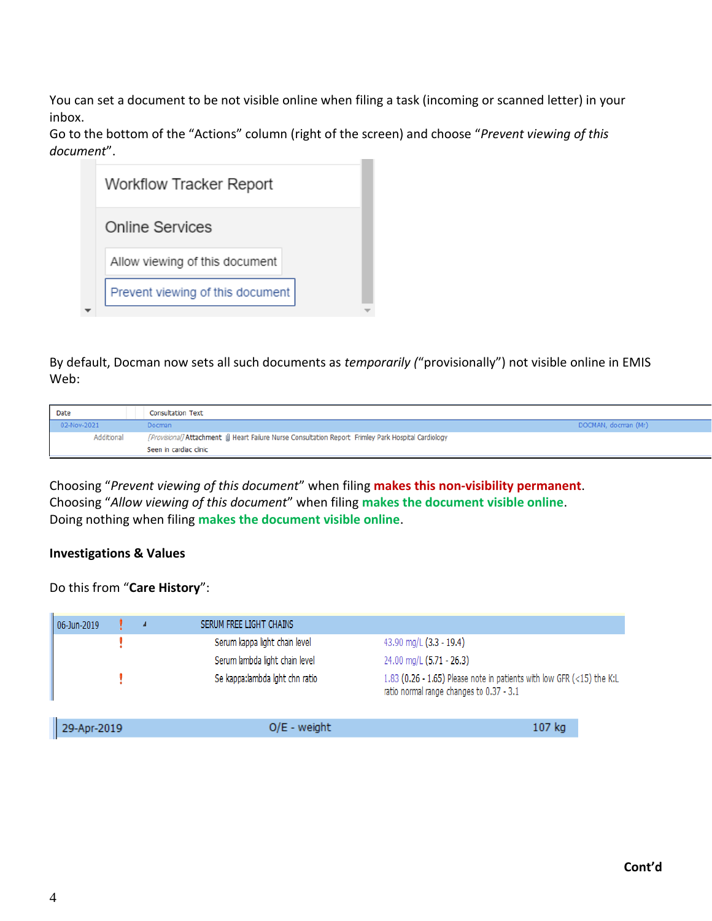You can set a document to be not visible online when filing a task (incoming or scanned letter) in your inbox.
Go to the bottom of the "Actions" column (right of the screen) and choose "*Prevent viewing of this document*".

Workflow Tracker Report

Online Services

Allow viewing of this document

Prevent viewing of this document

By default, Docman now sets all such documents as *temporarily* ("provisionally") not visible online in EMIS Web:

| Date | Consultation Text | |
|---|---|---|
| 02-Nov-2021 | Docman | DOCMAN, docman (Mr) |
| Additional | [Provisional] Attachment Heart Failure Nurse Consultation Report Frimley Park Hospital Cardiology | |
| | Seen in cardiac clinic | |

Choosing "*Prevent viewing of this document*" when filing **makes this non-visibility permanent**.
Choosing "*Allow viewing of this document*" when filing **makes the document visible online**.
Doing nothing when filing **makes the document visible online**.

**Investigations & Values**

Do this from "**Care History**":

| | | | |
|---|---|---|---|
| 06-Jun-2019 | ! | SERUM FREE LIGHT CHAINS | |
| | ! | Serum kappa light chain level | 43.90 mg/L (3.3 - 19.4) |
| | | Serum lambda light chain level | 24.00 mg/L (5.71 - 26.3) |
| | ! | Se kappa:lambda lght chn ratio | 1.83 (0.26 - 1.65) Please note in patients with low GFR (<15) the K:L ratio normal range changes to 0.37 - 3.1 |

| | | |
|---|---|---|
| 29-Apr-2019 | O/E - weight | 107 kg |

**Cont'd**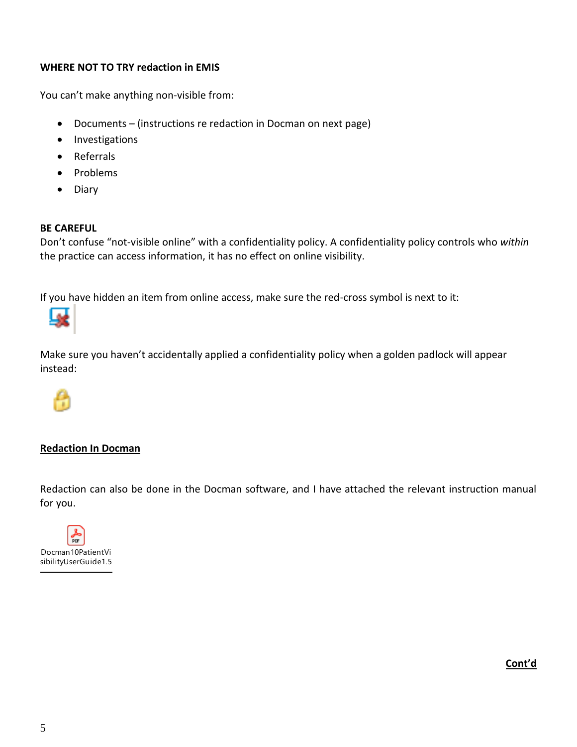**WHERE NOT TO TRY redaction in EMIS**

You can't make anything non-visible from:

- Documents – (instructions re redaction in Docman on next page)
- Investigations
- Referrals
- Problems
- Diary

**BE CAREFUL**
Don't confuse "not-visible online" with a confidentiality policy. A confidentiality policy controls who *within* the practice can access information, it has no effect on online visibility.

If you have hidden an item from online access, make sure the red-cross symbol is next to it:

Make sure you haven't accidentally applied a confidentiality policy when a golden padlock will appear instead:

**Redaction In Docman**

Redaction can also be done in the Docman software, and I have attached the relevant instruction manual for you.

Docman10PatientVisibilityUserGuide1.5

**Cont'd**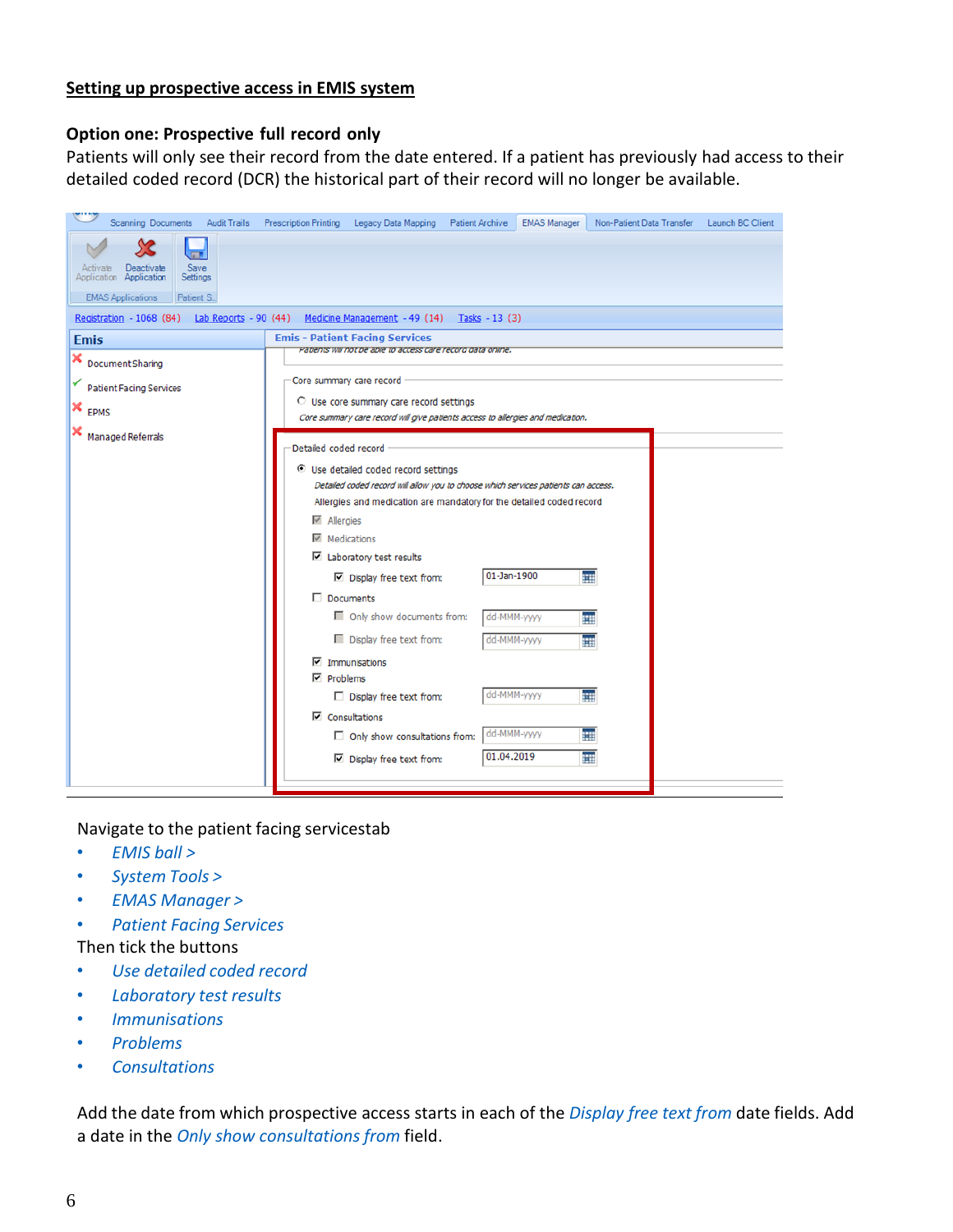## Setting up prospective access in EMIS system

### Option one: Prospective full record only

Patients will only see their record from the date entered. If a patient has previously had access to their detailed coded record (DCR) the historical part of their record will no longer be available.

Navigate to the patient facing servicestab

- *EMIS ball >*
- *System Tools >*
- *EMAS Manager >*
- *Patient Facing Services*

Then tick the buttons

- *Use detailed coded record*
- *Laboratory test results*
- *Immunisations*
- *Problems*
- *Consultations*

Add the date from which prospective access starts in each of the *Display free text from* date fields. Add a date in the *Only show consultations from* field.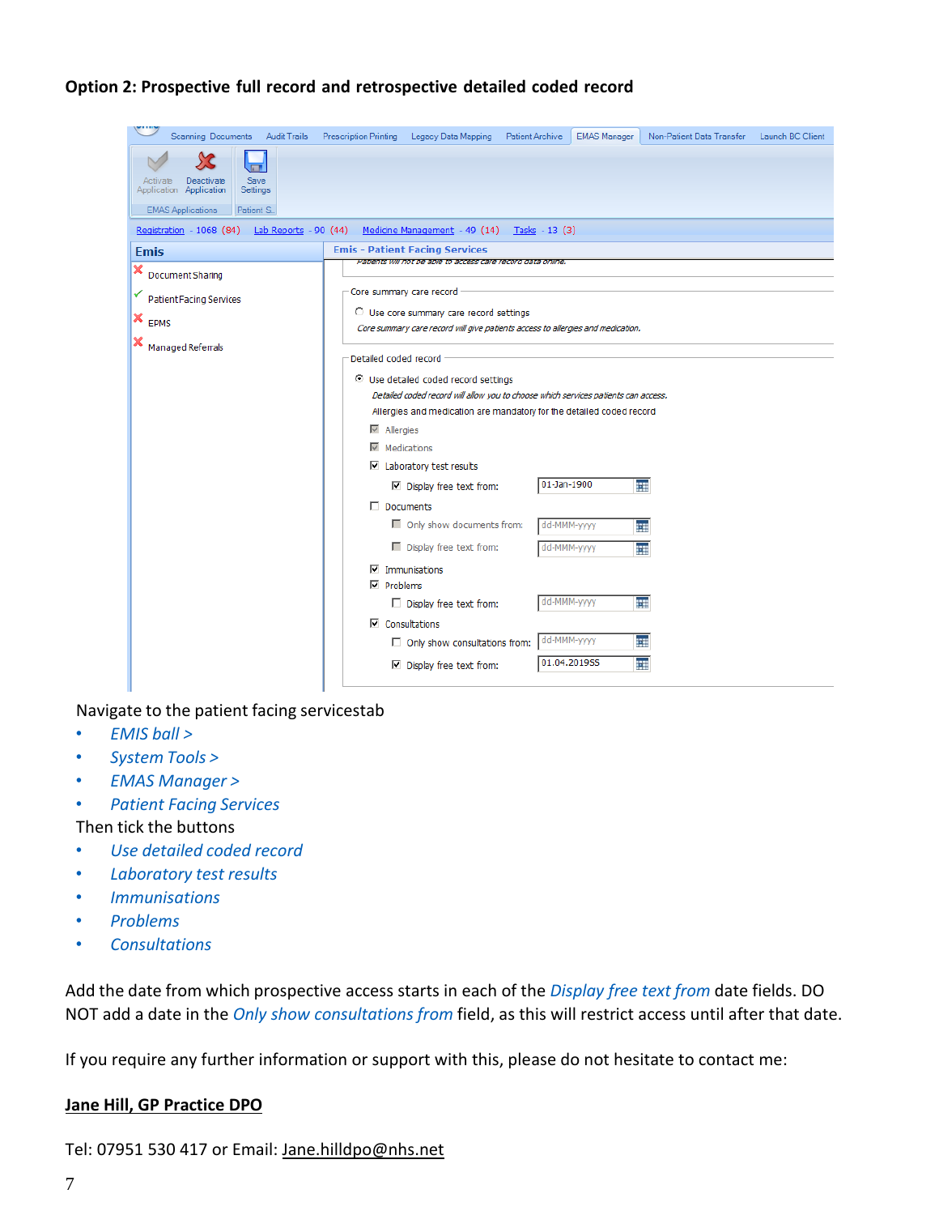**Option 2: Prospective full record and retrospective detailed coded record**

Navigate to the patient facing servicestab

- *EMIS ball >*
- *System Tools >*
- *EMAS Manager >*
- *Patient Facing Services*

Then tick the buttons

- *Use detailed coded record*
- *Laboratory test results*
- *Immunisations*
- *Problems*
- *Consultations*

Add the date from which prospective access starts in each of the *Display free text from* date fields. DO NOT add a date in the *Only show consultations from* field, as this will restrict access until after that date.

If you require any further information or support with this, please do not hesitate to contact me:

**Jane Hill, GP Practice DPO**

Tel: 07951 530 417 or Email: Jane.hilldpo@nhs.net